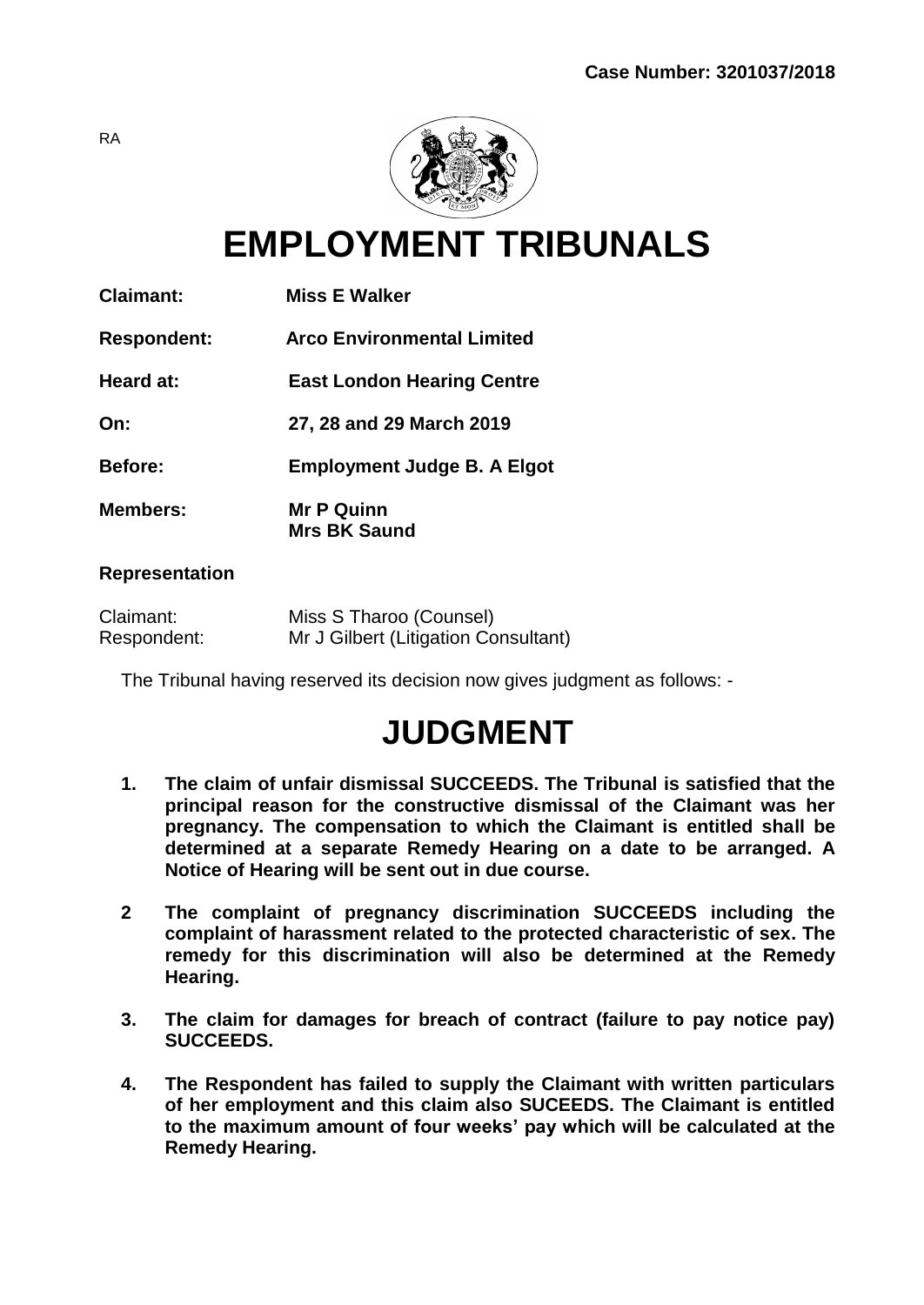**Case Number: 3201037/2018**

RA

# EMPLOYMENT TRIBUNALS

| | |
|---|---|
| **Claimant:** | **Miss E Walker** |
| **Respondent:** | **Arco Environmental Limited** |
| **Heard at:** | **East London Hearing Centre** |
| **On:** | **27, 28 and 29 March 2019** |
| **Before:** | **Employment Judge B. A Elgot** |
| **Members:** | **Mr P Quinn**<br>**Mrs BK Saund** |

**Representation**

| | |
|---|---|
| Claimant: | Miss S Tharoo (Counsel) |
| Respondent: | Mr J Gilbert (Litigation Consultant) |

The Tribunal having reserved its decision now gives judgment as follows: -

# JUDGMENT

1. **The claim of unfair dismissal SUCCEEDS. The Tribunal is satisfied that the principal reason for the constructive dismissal of the Claimant was her pregnancy. The compensation to which the Claimant is entitled shall be determined at a separate Remedy Hearing on a date to be arranged. A Notice of Hearing will be sent out in due course.**

2. **The complaint of pregnancy discrimination SUCCEEDS including the complaint of harassment related to the protected characteristic of sex. The remedy for this discrimination will also be determined at the Remedy Hearing.**

3. **The claim for damages for breach of contract (failure to pay notice pay) SUCCEEDS.**

4. **The Respondent has failed to supply the Claimant with written particulars of her employment and this claim also SUCEEDS. The Claimant is entitled to the maximum amount of four weeks' pay which will be calculated at the Remedy Hearing.**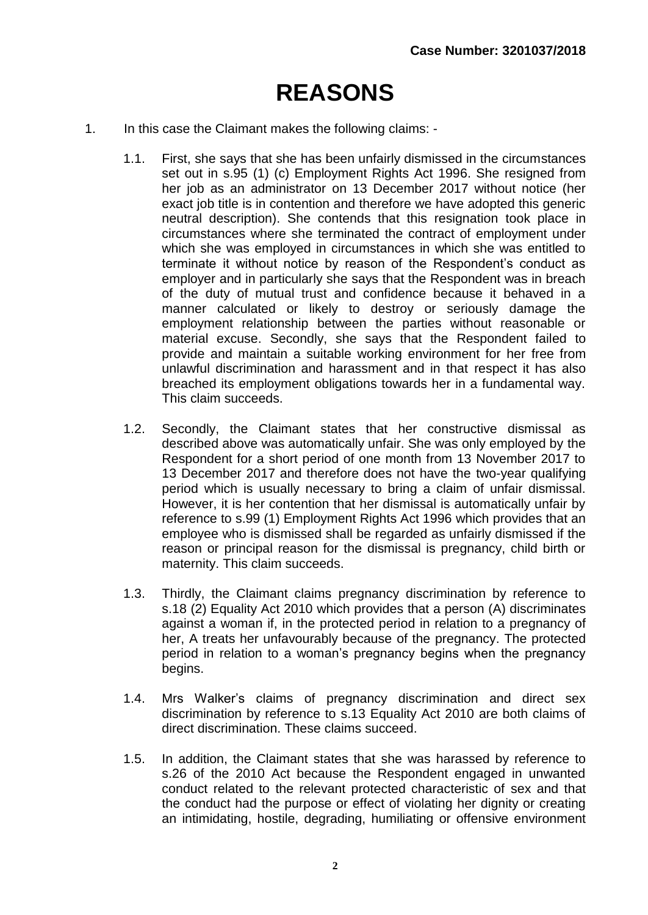# REASONS

1. In this case the Claimant makes the following claims: -

   1.1. First, she says that she has been unfairly dismissed in the circumstances set out in s.95 (1) (c) Employment Rights Act 1996. She resigned from her job as an administrator on 13 December 2017 without notice (her exact job title is in contention and therefore we have adopted this generic neutral description). She contends that this resignation took place in circumstances where she terminated the contract of employment under which she was employed in circumstances in which she was entitled to terminate it without notice by reason of the Respondent's conduct as employer and in particularly she says that the Respondent was in breach of the duty of mutual trust and confidence because it behaved in a manner calculated or likely to destroy or seriously damage the employment relationship between the parties without reasonable or material excuse. Secondly, she says that the Respondent failed to provide and maintain a suitable working environment for her free from unlawful discrimination and harassment and in that respect it has also breached its employment obligations towards her in a fundamental way. This claim succeeds.

   1.2. Secondly, the Claimant states that her constructive dismissal as described above was automatically unfair. She was only employed by the Respondent for a short period of one month from 13 November 2017 to 13 December 2017 and therefore does not have the two-year qualifying period which is usually necessary to bring a claim of unfair dismissal. However, it is her contention that her dismissal is automatically unfair by reference to s.99 (1) Employment Rights Act 1996 which provides that an employee who is dismissed shall be regarded as unfairly dismissed if the reason or principal reason for the dismissal is pregnancy, child birth or maternity. This claim succeeds.

   1.3. Thirdly, the Claimant claims pregnancy discrimination by reference to s.18 (2) Equality Act 2010 which provides that a person (A) discriminates against a woman if, in the protected period in relation to a pregnancy of her, A treats her unfavourably because of the pregnancy. The protected period in relation to a woman's pregnancy begins when the pregnancy begins.

   1.4. Mrs Walker's claims of pregnancy discrimination and direct sex discrimination by reference to s.13 Equality Act 2010 are both claims of direct discrimination. These claims succeed.

   1.5. In addition, the Claimant states that she was harassed by reference to s.26 of the 2010 Act because the Respondent engaged in unwanted conduct related to the relevant protected characteristic of sex and that the conduct had the purpose or effect of violating her dignity or creating an intimidating, hostile, degrading, humiliating or offensive environment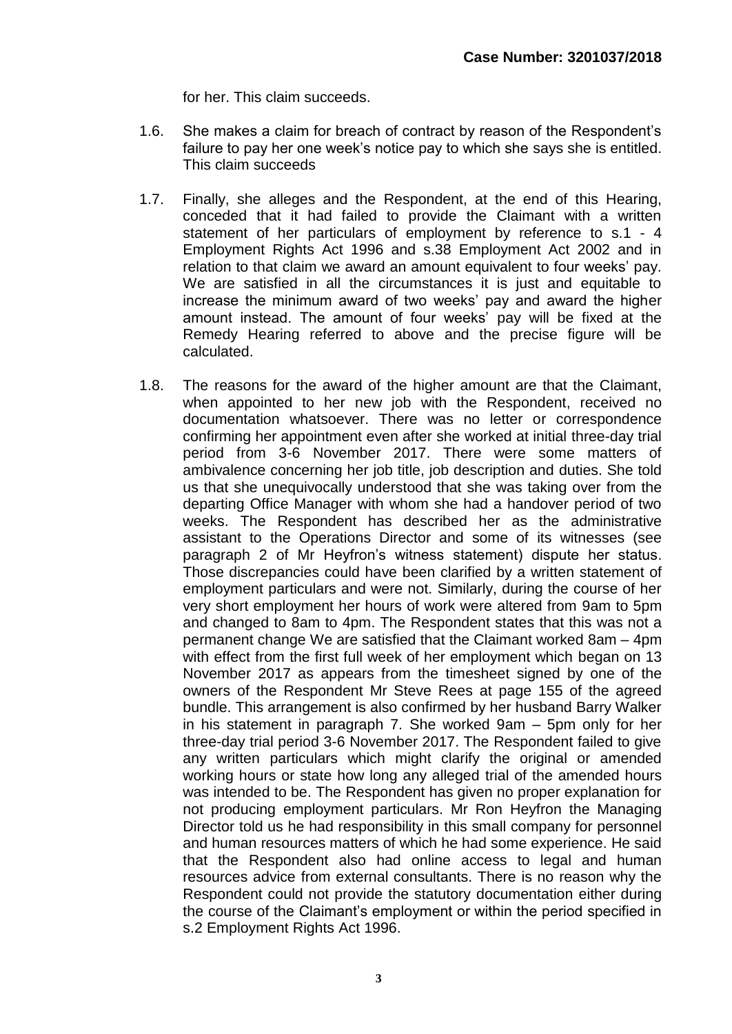for her. This claim succeeds.

1.6. She makes a claim for breach of contract by reason of the Respondent's failure to pay her one week's notice pay to which she says she is entitled. This claim succeeds

1.7. Finally, she alleges and the Respondent, at the end of this Hearing, conceded that it had failed to provide the Claimant with a written statement of her particulars of employment by reference to s.1 - 4 Employment Rights Act 1996 and s.38 Employment Act 2002 and in relation to that claim we award an amount equivalent to four weeks' pay. We are satisfied in all the circumstances it is just and equitable to increase the minimum award of two weeks' pay and award the higher amount instead. The amount of four weeks' pay will be fixed at the Remedy Hearing referred to above and the precise figure will be calculated.

1.8. The reasons for the award of the higher amount are that the Claimant, when appointed to her new job with the Respondent, received no documentation whatsoever. There was no letter or correspondence confirming her appointment even after she worked at initial three-day trial period from 3-6 November 2017. There were some matters of ambivalence concerning her job title, job description and duties. She told us that she unequivocally understood that she was taking over from the departing Office Manager with whom she had a handover period of two weeks. The Respondent has described her as the administrative assistant to the Operations Director and some of its witnesses (see paragraph 2 of Mr Heyfron's witness statement) dispute her status. Those discrepancies could have been clarified by a written statement of employment particulars and were not. Similarly, during the course of her very short employment her hours of work were altered from 9am to 5pm and changed to 8am to 4pm. The Respondent states that this was not a permanent change We are satisfied that the Claimant worked 8am – 4pm with effect from the first full week of her employment which began on 13 November 2017 as appears from the timesheet signed by one of the owners of the Respondent Mr Steve Rees at page 155 of the agreed bundle. This arrangement is also confirmed by her husband Barry Walker in his statement in paragraph 7. She worked 9am – 5pm only for her three-day trial period 3-6 November 2017. The Respondent failed to give any written particulars which might clarify the original or amended working hours or state how long any alleged trial of the amended hours was intended to be. The Respondent has given no proper explanation for not producing employment particulars. Mr Ron Heyfron the Managing Director told us he had responsibility in this small company for personnel and human resources matters of which he had some experience. He said that the Respondent also had online access to legal and human resources advice from external consultants. There is no reason why the Respondent could not provide the statutory documentation either during the course of the Claimant's employment or within the period specified in s.2 Employment Rights Act 1996.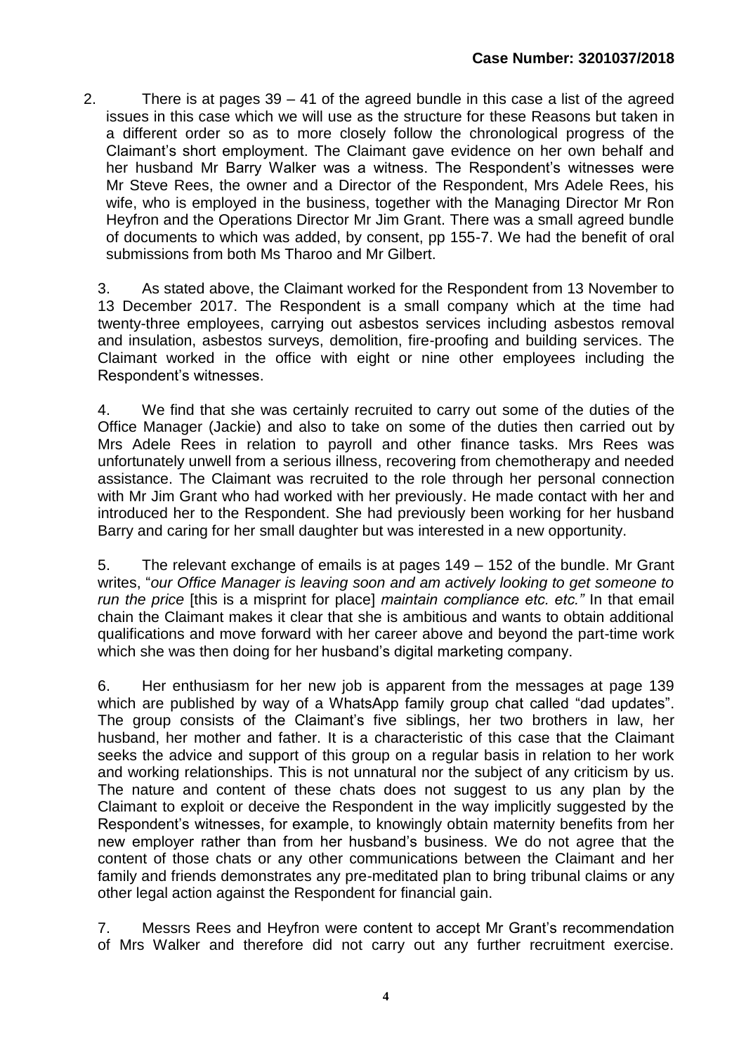**Case Number: 3201037/2018**

2. There is at pages 39 – 41 of the agreed bundle in this case a list of the agreed issues in this case which we will use as the structure for these Reasons but taken in a different order so as to more closely follow the chronological progress of the Claimant's short employment. The Claimant gave evidence on her own behalf and her husband Mr Barry Walker was a witness. The Respondent's witnesses were Mr Steve Rees, the owner and a Director of the Respondent, Mrs Adele Rees, his wife, who is employed in the business, together with the Managing Director Mr Ron Heyfron and the Operations Director Mr Jim Grant. There was a small agreed bundle of documents to which was added, by consent, pp 155-7. We had the benefit of oral submissions from both Ms Tharoo and Mr Gilbert.

3. As stated above, the Claimant worked for the Respondent from 13 November to 13 December 2017. The Respondent is a small company which at the time had twenty-three employees, carrying out asbestos services including asbestos removal and insulation, asbestos surveys, demolition, fire-proofing and building services. The Claimant worked in the office with eight or nine other employees including the Respondent's witnesses.

4. We find that she was certainly recruited to carry out some of the duties of the Office Manager (Jackie) and also to take on some of the duties then carried out by Mrs Adele Rees in relation to payroll and other finance tasks. Mrs Rees was unfortunately unwell from a serious illness, recovering from chemotherapy and needed assistance. The Claimant was recruited to the role through her personal connection with Mr Jim Grant who had worked with her previously. He made contact with her and introduced her to the Respondent. She had previously been working for her husband Barry and caring for her small daughter but was interested in a new opportunity.

5. The relevant exchange of emails is at pages 149 – 152 of the bundle. Mr Grant writes, "*our Office Manager is leaving soon and am actively looking to get someone to run the price* [this is a misprint for place] *maintain compliance etc. etc."* In that email chain the Claimant makes it clear that she is ambitious and wants to obtain additional qualifications and move forward with her career above and beyond the part-time work which she was then doing for her husband's digital marketing company.

6. Her enthusiasm for her new job is apparent from the messages at page 139 which are published by way of a WhatsApp family group chat called "dad updates". The group consists of the Claimant's five siblings, her two brothers in law, her husband, her mother and father. It is a characteristic of this case that the Claimant seeks the advice and support of this group on a regular basis in relation to her work and working relationships. This is not unnatural nor the subject of any criticism by us. The nature and content of these chats does not suggest to us any plan by the Claimant to exploit or deceive the Respondent in the way implicitly suggested by the Respondent's witnesses, for example, to knowingly obtain maternity benefits from her new employer rather than from her husband's business. We do not agree that the content of those chats or any other communications between the Claimant and her family and friends demonstrates any pre-meditated plan to bring tribunal claims or any other legal action against the Respondent for financial gain.

7. Messrs Rees and Heyfron were content to accept Mr Grant's recommendation of Mrs Walker and therefore did not carry out any further recruitment exercise.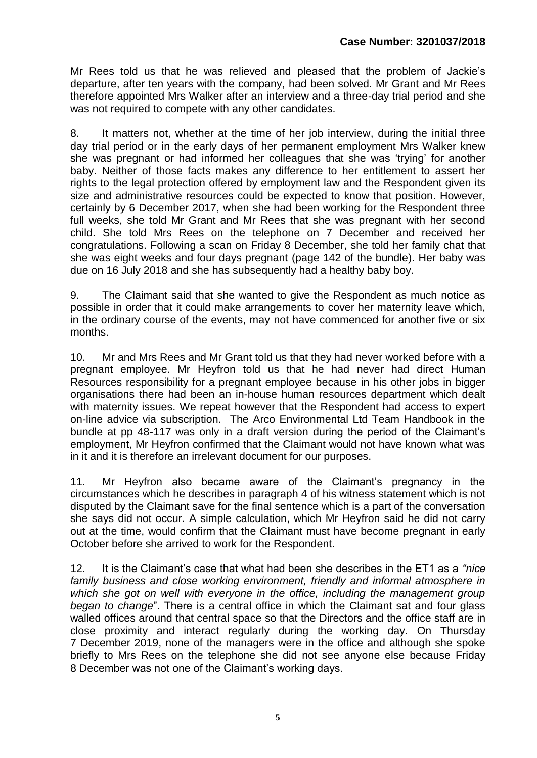Mr Rees told us that he was relieved and pleased that the problem of Jackie's departure, after ten years with the company, had been solved. Mr Grant and Mr Rees therefore appointed Mrs Walker after an interview and a three-day trial period and she was not required to compete with any other candidates.

8. It matters not, whether at the time of her job interview, during the initial three day trial period or in the early days of her permanent employment Mrs Walker knew she was pregnant or had informed her colleagues that she was 'trying' for another baby. Neither of those facts makes any difference to her entitlement to assert her rights to the legal protection offered by employment law and the Respondent given its size and administrative resources could be expected to know that position. However, certainly by 6 December 2017, when she had been working for the Respondent three full weeks, she told Mr Grant and Mr Rees that she was pregnant with her second child. She told Mrs Rees on the telephone on 7 December and received her congratulations. Following a scan on Friday 8 December, she told her family chat that she was eight weeks and four days pregnant (page 142 of the bundle). Her baby was due on 16 July 2018 and she has subsequently had a healthy baby boy.

9. The Claimant said that she wanted to give the Respondent as much notice as possible in order that it could make arrangements to cover her maternity leave which, in the ordinary course of the events, may not have commenced for another five or six months.

10. Mr and Mrs Rees and Mr Grant told us that they had never worked before with a pregnant employee. Mr Heyfron told us that he had never had direct Human Resources responsibility for a pregnant employee because in his other jobs in bigger organisations there had been an in-house human resources department which dealt with maternity issues. We repeat however that the Respondent had access to expert on-line advice via subscription. The Arco Environmental Ltd Team Handbook in the bundle at pp 48-117 was only in a draft version during the period of the Claimant's employment, Mr Heyfron confirmed that the Claimant would not have known what was in it and it is therefore an irrelevant document for our purposes.

11. Mr Heyfron also became aware of the Claimant's pregnancy in the circumstances which he describes in paragraph 4 of his witness statement which is not disputed by the Claimant save for the final sentence which is a part of the conversation she says did not occur. A simple calculation, which Mr Heyfron said he did not carry out at the time, would confirm that the Claimant must have become pregnant in early October before she arrived to work for the Respondent.

12. It is the Claimant's case that what had been she describes in the ET1 as a *"nice family business and close working environment, friendly and informal atmosphere in which she got on well with everyone in the office, including the management group began to change"*. There is a central office in which the Claimant sat and four glass walled offices around that central space so that the Directors and the office staff are in close proximity and interact regularly during the working day. On Thursday 7 December 2019, none of the managers were in the office and although she spoke briefly to Mrs Rees on the telephone she did not see anyone else because Friday 8 December was not one of the Claimant's working days.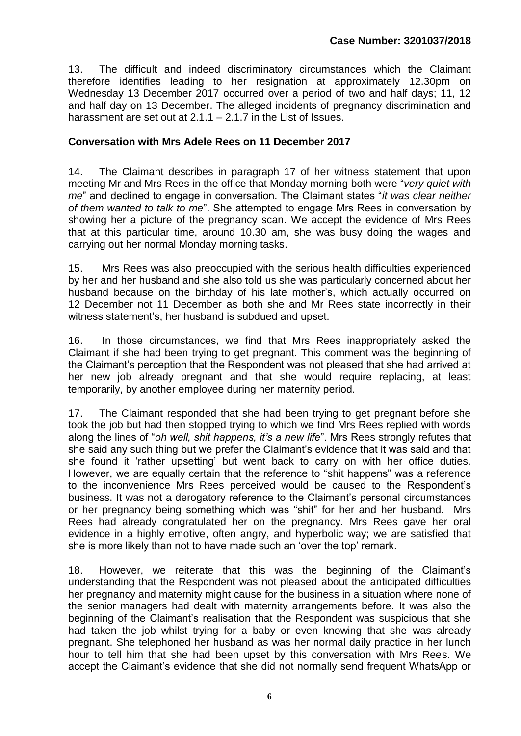13. The difficult and indeed discriminatory circumstances which the Claimant therefore identifies leading to her resignation at approximately 12.30pm on Wednesday 13 December 2017 occurred over a period of two and half days; 11, 12 and half day on 13 December. The alleged incidents of pregnancy discrimination and harassment are set out at 2.1.1 – 2.1.7 in the List of Issues.

## Conversation with Mrs Adele Rees on 11 December 2017

14. The Claimant describes in paragraph 17 of her witness statement that upon meeting Mr and Mrs Rees in the office that Monday morning both were "*very quiet with me*" and declined to engage in conversation. The Claimant states "*it was clear neither of them wanted to talk to me*". She attempted to engage Mrs Rees in conversation by showing her a picture of the pregnancy scan. We accept the evidence of Mrs Rees that at this particular time, around 10.30 am, she was busy doing the wages and carrying out her normal Monday morning tasks.

15. Mrs Rees was also preoccupied with the serious health difficulties experienced by her and her husband and she also told us she was particularly concerned about her husband because on the birthday of his late mother's, which actually occurred on 12 December not 11 December as both she and Mr Rees state incorrectly in their witness statement's, her husband is subdued and upset.

16. In those circumstances, we find that Mrs Rees inappropriately asked the Claimant if she had been trying to get pregnant. This comment was the beginning of the Claimant's perception that the Respondent was not pleased that she had arrived at her new job already pregnant and that she would require replacing, at least temporarily, by another employee during her maternity period.

17. The Claimant responded that she had been trying to get pregnant before she took the job but had then stopped trying to which we find Mrs Rees replied with words along the lines of "*oh well, shit happens, it's a new life*". Mrs Rees strongly refutes that she said any such thing but we prefer the Claimant's evidence that it was said and that she found it 'rather upsetting' but went back to carry on with her office duties. However, we are equally certain that the reference to "shit happens" was a reference to the inconvenience Mrs Rees perceived would be caused to the Respondent's business. It was not a derogatory reference to the Claimant's personal circumstances or her pregnancy being something which was "shit" for her and her husband. Mrs Rees had already congratulated her on the pregnancy. Mrs Rees gave her oral evidence in a highly emotive, often angry, and hyperbolic way; we are satisfied that she is more likely than not to have made such an 'over the top' remark.

18. However, we reiterate that this was the beginning of the Claimant's understanding that the Respondent was not pleased about the anticipated difficulties her pregnancy and maternity might cause for the business in a situation where none of the senior managers had dealt with maternity arrangements before. It was also the beginning of the Claimant's realisation that the Respondent was suspicious that she had taken the job whilst trying for a baby or even knowing that she was already pregnant. She telephoned her husband as was her normal daily practice in her lunch hour to tell him that she had been upset by this conversation with Mrs Rees. We accept the Claimant's evidence that she did not normally send frequent WhatsApp or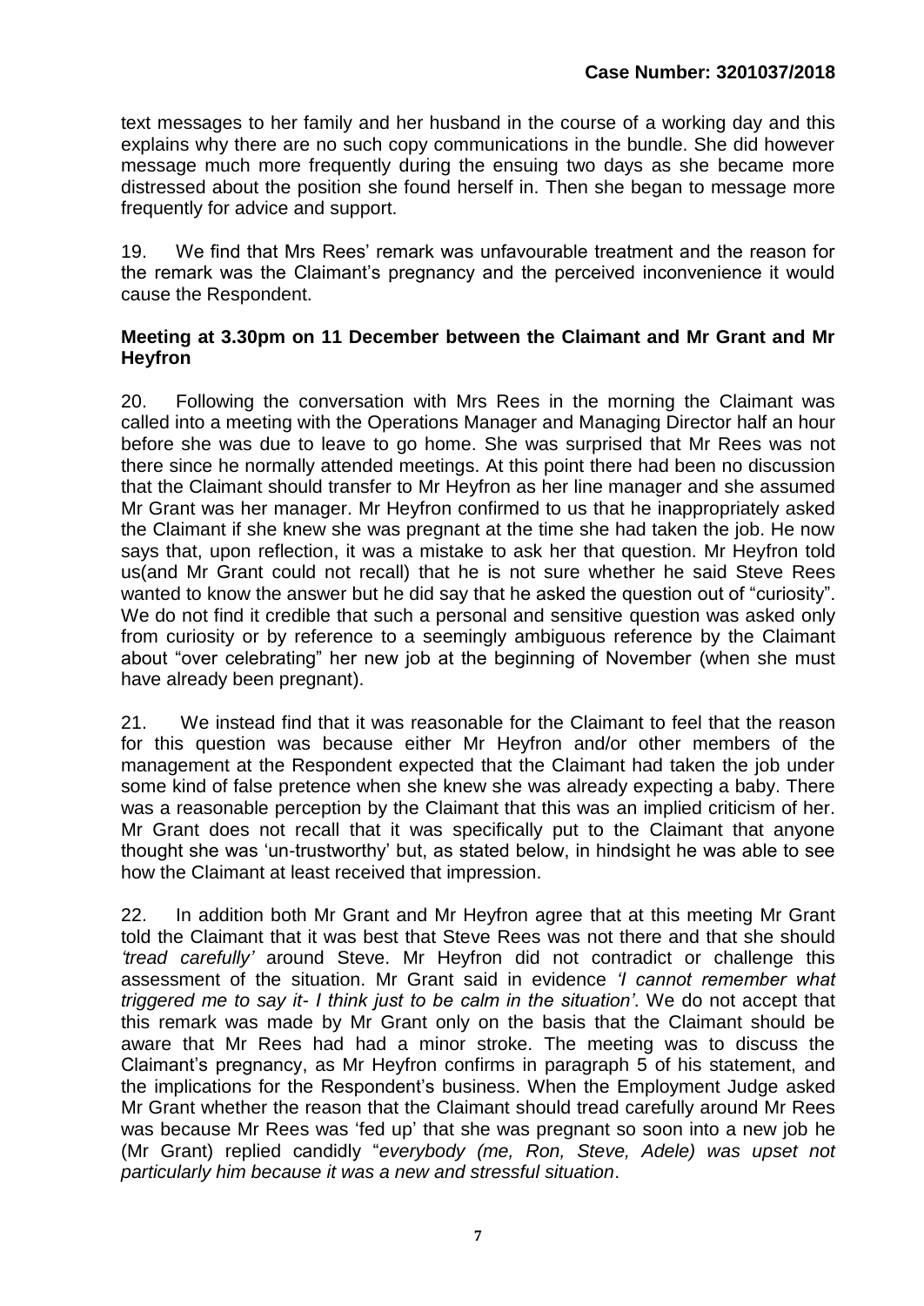text messages to her family and her husband in the course of a working day and this explains why there are no such copy communications in the bundle. She did however message much more frequently during the ensuing two days as she became more distressed about the position she found herself in. Then she began to message more frequently for advice and support.

19. We find that Mrs Rees' remark was unfavourable treatment and the reason for the remark was the Claimant's pregnancy and the perceived inconvenience it would cause the Respondent.

**Meeting at 3.30pm on 11 December between the Claimant and Mr Grant and Mr Heyfron**

20. Following the conversation with Mrs Rees in the morning the Claimant was called into a meeting with the Operations Manager and Managing Director half an hour before she was due to leave to go home. She was surprised that Mr Rees was not there since he normally attended meetings. At this point there had been no discussion that the Claimant should transfer to Mr Heyfron as her line manager and she assumed Mr Grant was her manager. Mr Heyfron confirmed to us that he inappropriately asked the Claimant if she knew she was pregnant at the time she had taken the job. He now says that, upon reflection, it was a mistake to ask her that question. Mr Heyfron told us(and Mr Grant could not recall) that he is not sure whether he said Steve Rees wanted to know the answer but he did say that he asked the question out of "curiosity". We do not find it credible that such a personal and sensitive question was asked only from curiosity or by reference to a seemingly ambiguous reference by the Claimant about "over celebrating" her new job at the beginning of November (when she must have already been pregnant).

21. We instead find that it was reasonable for the Claimant to feel that the reason for this question was because either Mr Heyfron and/or other members of the management at the Respondent expected that the Claimant had taken the job under some kind of false pretence when she knew she was already expecting a baby. There was a reasonable perception by the Claimant that this was an implied criticism of her. Mr Grant does not recall that it was specifically put to the Claimant that anyone thought she was 'un-trustworthy' but, as stated below, in hindsight he was able to see how the Claimant at least received that impression.

22. In addition both Mr Grant and Mr Heyfron agree that at this meeting Mr Grant told the Claimant that it was best that Steve Rees was not there and that she should *'tread carefully'* around Steve. Mr Heyfron did not contradict or challenge this assessment of the situation. Mr Grant said in evidence *'I cannot remember what triggered me to say it- I think just to be calm in the situation'*. We do not accept that this remark was made by Mr Grant only on the basis that the Claimant should be aware that Mr Rees had had a minor stroke. The meeting was to discuss the Claimant's pregnancy, as Mr Heyfron confirms in paragraph 5 of his statement, and the implications for the Respondent's business. When the Employment Judge asked Mr Grant whether the reason that the Claimant should tread carefully around Mr Rees was because Mr Rees was 'fed up' that she was pregnant so soon into a new job he (Mr Grant) replied candidly "*everybody (me, Ron, Steve, Adele) was upset not particularly him because it was a new and stressful situation*.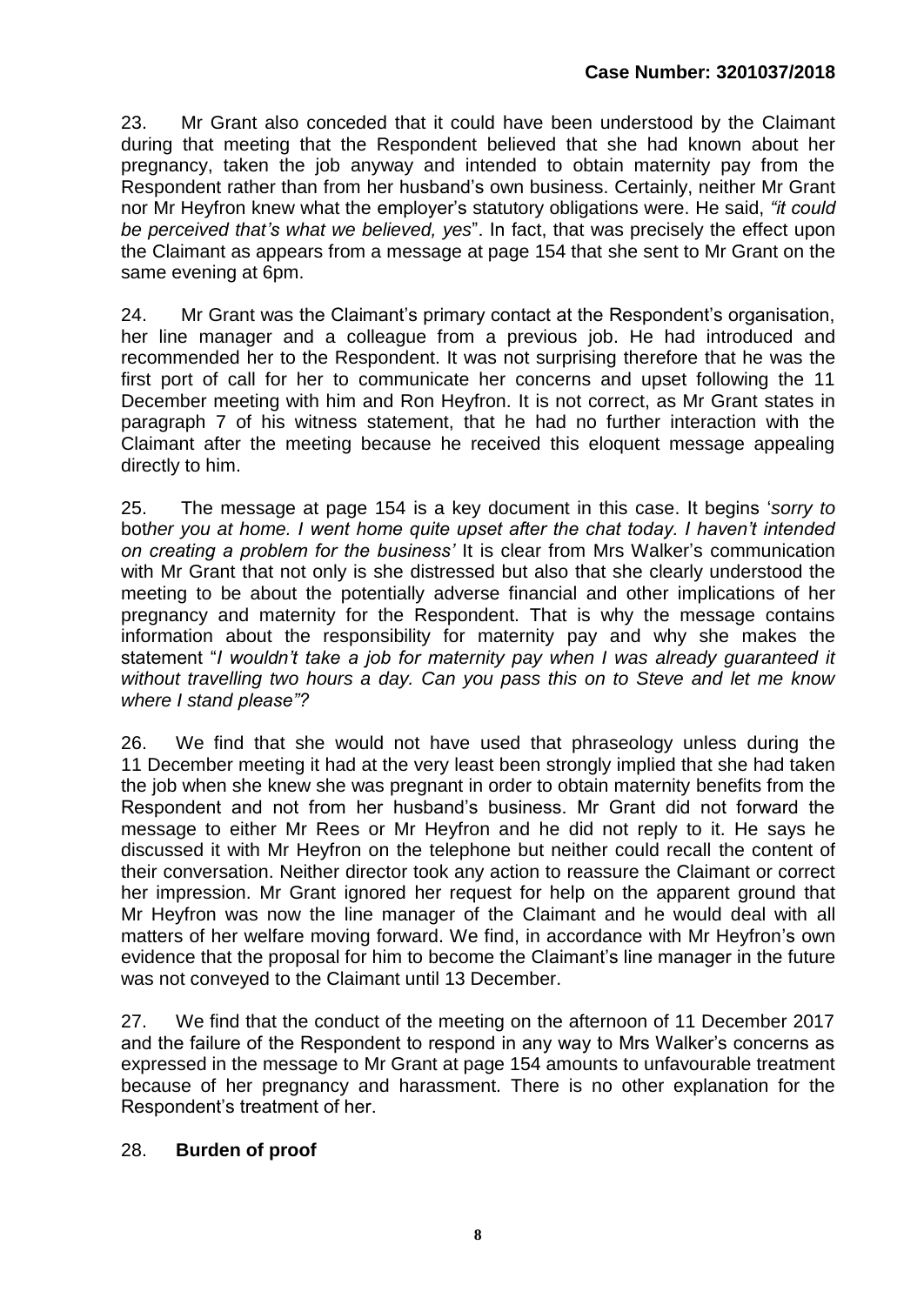23. Mr Grant also conceded that it could have been understood by the Claimant during that meeting that the Respondent believed that she had known about her pregnancy, taken the job anyway and intended to obtain maternity pay from the Respondent rather than from her husband's own business. Certainly, neither Mr Grant nor Mr Heyfron knew what the employer's statutory obligations were. He said, *"it could be perceived that's what we believed, yes*". In fact, that was precisely the effect upon the Claimant as appears from a message at page 154 that she sent to Mr Grant on the same evening at 6pm.

24. Mr Grant was the Claimant's primary contact at the Respondent's organisation, her line manager and a colleague from a previous job. He had introduced and recommended her to the Respondent. It was not surprising therefore that he was the first port of call for her to communicate her concerns and upset following the 11 December meeting with him and Ron Heyfron. It is not correct, as Mr Grant states in paragraph 7 of his witness statement, that he had no further interaction with the Claimant after the meeting because he received this eloquent message appealing directly to him.

25. The message at page 154 is a key document in this case. It begins '*sorry to bother you at home. I went home quite upset after the chat today. I haven't intended on creating a problem for the business'* It is clear from Mrs Walker's communication with Mr Grant that not only is she distressed but also that she clearly understood the meeting to be about the potentially adverse financial and other implications of her pregnancy and maternity for the Respondent. That is why the message contains information about the responsibility for maternity pay and why she makes the statement "*I wouldn't take a job for maternity pay when I was already guaranteed it without travelling two hours a day. Can you pass this on to Steve and let me know where I stand please"?*

26. We find that she would not have used that phraseology unless during the 11 December meeting it had at the very least been strongly implied that she had taken the job when she knew she was pregnant in order to obtain maternity benefits from the Respondent and not from her husband's business. Mr Grant did not forward the message to either Mr Rees or Mr Heyfron and he did not reply to it. He says he discussed it with Mr Heyfron on the telephone but neither could recall the content of their conversation. Neither director took any action to reassure the Claimant or correct her impression. Mr Grant ignored her request for help on the apparent ground that Mr Heyfron was now the line manager of the Claimant and he would deal with all matters of her welfare moving forward. We find, in accordance with Mr Heyfron's own evidence that the proposal for him to become the Claimant's line manager in the future was not conveyed to the Claimant until 13 December.

27. We find that the conduct of the meeting on the afternoon of 11 December 2017 and the failure of the Respondent to respond in any way to Mrs Walker's concerns as expressed in the message to Mr Grant at page 154 amounts to unfavourable treatment because of her pregnancy and harassment. There is no other explanation for the Respondent's treatment of her.

28. **Burden of proof**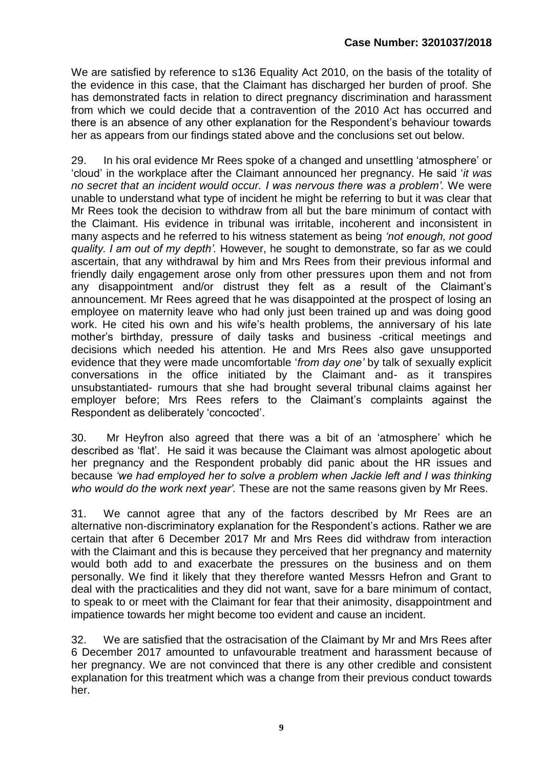We are satisfied by reference to s136 Equality Act 2010, on the basis of the totality of the evidence in this case, that the Claimant has discharged her burden of proof. She has demonstrated facts in relation to direct pregnancy discrimination and harassment from which we could decide that a contravention of the 2010 Act has occurred and there is an absence of any other explanation for the Respondent's behaviour towards her as appears from our findings stated above and the conclusions set out below.

29. In his oral evidence Mr Rees spoke of a changed and unsettling 'atmosphere' or 'cloud' in the workplace after the Claimant announced her pregnancy. He said '*it was no secret that an incident would occur. I was nervous there was a problem'.* We were unable to understand what type of incident he might be referring to but it was clear that Mr Rees took the decision to withdraw from all but the bare minimum of contact with the Claimant. His evidence in tribunal was irritable, incoherent and inconsistent in many aspects and he referred to his witness statement as being *'not enough, not good quality. I am out of my depth'.* However, he sought to demonstrate, so far as we could ascertain, that any withdrawal by him and Mrs Rees from their previous informal and friendly daily engagement arose only from other pressures upon them and not from any disappointment and/or distrust they felt as a result of the Claimant's announcement. Mr Rees agreed that he was disappointed at the prospect of losing an employee on maternity leave who had only just been trained up and was doing good work. He cited his own and his wife's health problems, the anniversary of his late mother's birthday, pressure of daily tasks and business -critical meetings and decisions which needed his attention. He and Mrs Rees also gave unsupported evidence that they were made uncomfortable '*from day one'* by talk of sexually explicit conversations in the office initiated by the Claimant and- as it transpires unsubstantiated- rumours that she had brought several tribunal claims against her employer before; Mrs Rees refers to the Claimant's complaints against the Respondent as deliberately 'concocted'.

30. Mr Heyfron also agreed that there was a bit of an 'atmosphere' which he described as 'flat'. He said it was because the Claimant was almost apologetic about her pregnancy and the Respondent probably did panic about the HR issues and because *'we had employed her to solve a problem when Jackie left and I was thinking who would do the work next year'.* These are not the same reasons given by Mr Rees.

31. We cannot agree that any of the factors described by Mr Rees are an alternative non-discriminatory explanation for the Respondent's actions. Rather we are certain that after 6 December 2017 Mr and Mrs Rees did withdraw from interaction with the Claimant and this is because they perceived that her pregnancy and maternity would both add to and exacerbate the pressures on the business and on them personally. We find it likely that they therefore wanted Messrs Hefron and Grant to deal with the practicalities and they did not want, save for a bare minimum of contact, to speak to or meet with the Claimant for fear that their animosity, disappointment and impatience towards her might become too evident and cause an incident.

32. We are satisfied that the ostracisation of the Claimant by Mr and Mrs Rees after 6 December 2017 amounted to unfavourable treatment and harassment because of her pregnancy. We are not convinced that there is any other credible and consistent explanation for this treatment which was a change from their previous conduct towards her.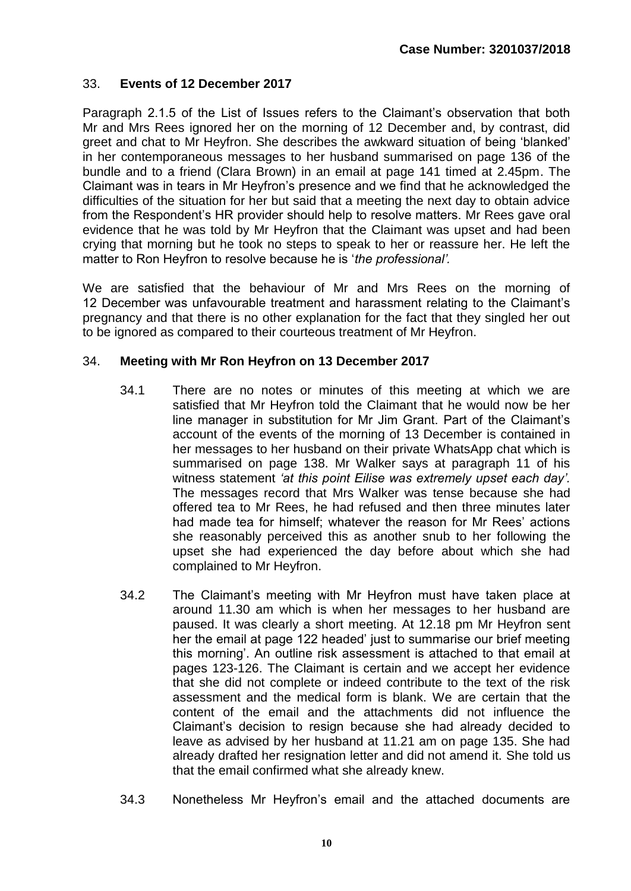## 33. **Events of 12 December 2017**

Paragraph 2.1.5 of the List of Issues refers to the Claimant's observation that both Mr and Mrs Rees ignored her on the morning of 12 December and, by contrast, did greet and chat to Mr Heyfron. She describes the awkward situation of being 'blanked' in her contemporaneous messages to her husband summarised on page 136 of the bundle and to a friend (Clara Brown) in an email at page 141 timed at 2.45pm. The Claimant was in tears in Mr Heyfron's presence and we find that he acknowledged the difficulties of the situation for her but said that a meeting the next day to obtain advice from the Respondent's HR provider should help to resolve matters. Mr Rees gave oral evidence that he was told by Mr Heyfron that the Claimant was upset and had been crying that morning but he took no steps to speak to her or reassure her. He left the matter to Ron Heyfron to resolve because he is '*the professional'.*

We are satisfied that the behaviour of Mr and Mrs Rees on the morning of 12 December was unfavourable treatment and harassment relating to the Claimant's pregnancy and that there is no other explanation for the fact that they singled her out to be ignored as compared to their courteous treatment of Mr Heyfron.

## 34. **Meeting with Mr Ron Heyfron on 13 December 2017**

34.1 There are no notes or minutes of this meeting at which we are satisfied that Mr Heyfron told the Claimant that he would now be her line manager in substitution for Mr Jim Grant. Part of the Claimant's account of the events of the morning of 13 December is contained in her messages to her husband on their private WhatsApp chat which is summarised on page 138. Mr Walker says at paragraph 11 of his witness statement *'at this point Eilise was extremely upset each day'.* The messages record that Mrs Walker was tense because she had offered tea to Mr Rees, he had refused and then three minutes later had made tea for himself; whatever the reason for Mr Rees' actions she reasonably perceived this as another snub to her following the upset she had experienced the day before about which she had complained to Mr Heyfron.

34.2 The Claimant's meeting with Mr Heyfron must have taken place at around 11.30 am which is when her messages to her husband are paused. It was clearly a short meeting. At 12.18 pm Mr Heyfron sent her the email at page 122 headed' just to summarise our brief meeting this morning'. An outline risk assessment is attached to that email at pages 123-126. The Claimant is certain and we accept her evidence that she did not complete or indeed contribute to the text of the risk assessment and the medical form is blank. We are certain that the content of the email and the attachments did not influence the Claimant's decision to resign because she had already decided to leave as advised by her husband at 11.21 am on page 135. She had already drafted her resignation letter and did not amend it. She told us that the email confirmed what she already knew.

34.3 Nonetheless Mr Heyfron's email and the attached documents are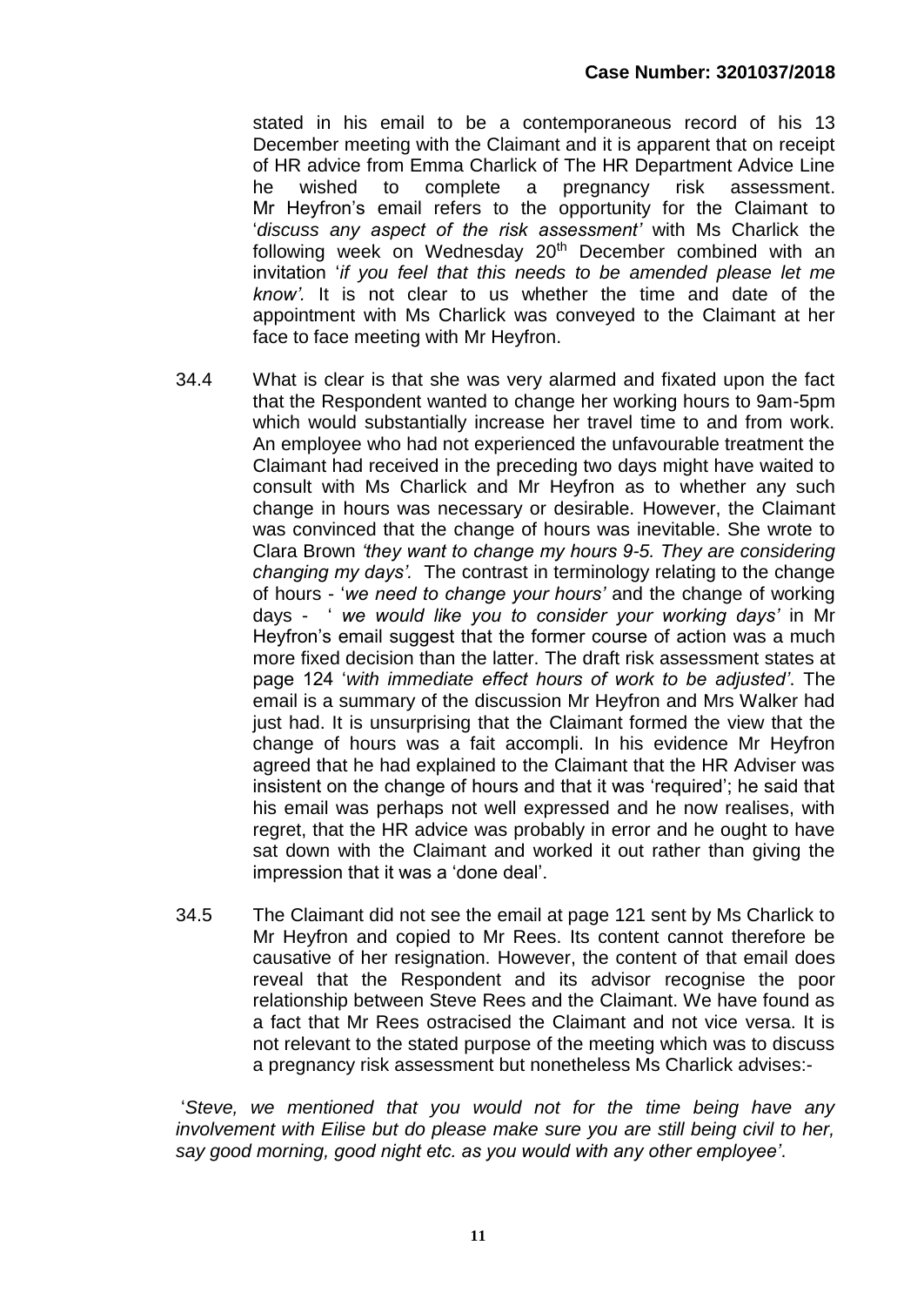stated in his email to be a contemporaneous record of his 13 December meeting with the Claimant and it is apparent that on receipt of HR advice from Emma Charlick of The HR Department Advice Line he wished to complete a pregnancy risk assessment. Mr Heyfron's email refers to the opportunity for the Claimant to '*discuss any aspect of the risk assessment'* with Ms Charlick the following week on Wednesday 20th December combined with an invitation '*if you feel that this needs to be amended please let me know'.* It is not clear to us whether the time and date of the appointment with Ms Charlick was conveyed to the Claimant at her face to face meeting with Mr Heyfron.

34.4 What is clear is that she was very alarmed and fixated upon the fact that the Respondent wanted to change her working hours to 9am-5pm which would substantially increase her travel time to and from work. An employee who had not experienced the unfavourable treatment the Claimant had received in the preceding two days might have waited to consult with Ms Charlick and Mr Heyfron as to whether any such change in hours was necessary or desirable. However, the Claimant was convinced that the change of hours was inevitable. She wrote to Clara Brown *'they want to change my hours 9-5. They are considering changing my days'.* The contrast in terminology relating to the change of hours - '*we need to change your hours'* and the change of working days - ' *we would like you to consider your working days'* in Mr Heyfron's email suggest that the former course of action was a much more fixed decision than the latter. The draft risk assessment states at page 124 '*with immediate effect hours of work to be adjusted'*. The email is a summary of the discussion Mr Heyfron and Mrs Walker had just had. It is unsurprising that the Claimant formed the view that the change of hours was a fait accompli. In his evidence Mr Heyfron agreed that he had explained to the Claimant that the HR Adviser was insistent on the change of hours and that it was 'required'; he said that his email was perhaps not well expressed and he now realises, with regret, that the HR advice was probably in error and he ought to have sat down with the Claimant and worked it out rather than giving the impression that it was a 'done deal'.

34.5 The Claimant did not see the email at page 121 sent by Ms Charlick to Mr Heyfron and copied to Mr Rees. Its content cannot therefore be causative of her resignation. However, the content of that email does reveal that the Respondent and its advisor recognise the poor relationship between Steve Rees and the Claimant. We have found as a fact that Mr Rees ostracised the Claimant and not vice versa. It is not relevant to the stated purpose of the meeting which was to discuss a pregnancy risk assessment but nonetheless Ms Charlick advises:-

'*Steve, we mentioned that you would not for the time being have any involvement with Eilise but do please make sure you are still being civil to her, say good morning, good night etc. as you would with any other employee'*.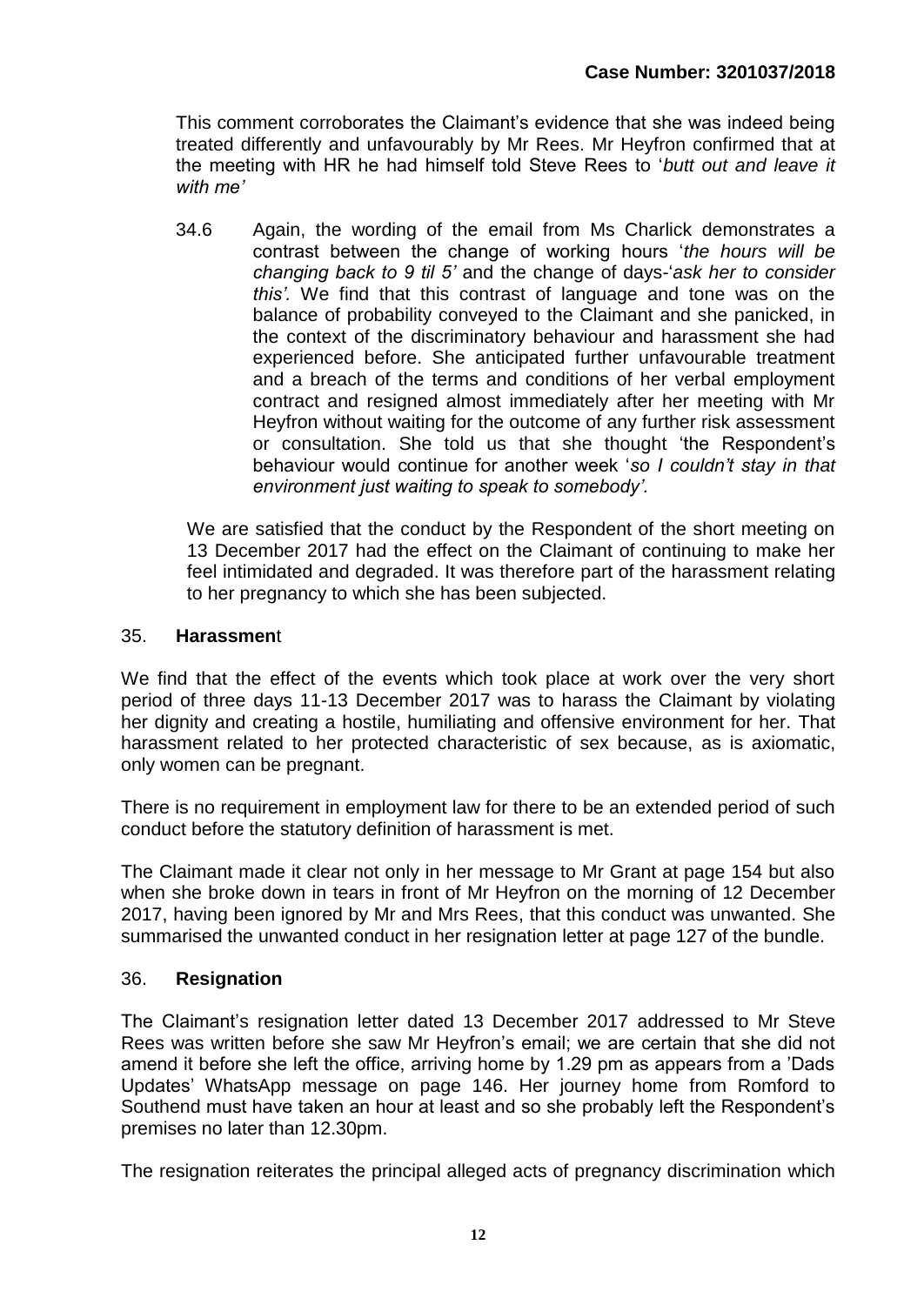This comment corroborates the Claimant's evidence that she was indeed being treated differently and unfavourably by Mr Rees. Mr Heyfron confirmed that at the meeting with HR he had himself told Steve Rees to '*butt out and leave it with me'*

34.6 Again, the wording of the email from Ms Charlick demonstrates a contrast between the change of working hours '*the hours will be changing back to 9 til 5'* and the change of days-'*ask her to consider this'.* We find that this contrast of language and tone was on the balance of probability conveyed to the Claimant and she panicked, in the context of the discriminatory behaviour and harassment she had experienced before. She anticipated further unfavourable treatment and a breach of the terms and conditions of her verbal employment contract and resigned almost immediately after her meeting with Mr Heyfron without waiting for the outcome of any further risk assessment or consultation. She told us that she thought 'the Respondent's behaviour would continue for another week '*so I couldn't stay in that environment just waiting to speak to somebody'.*

We are satisfied that the conduct by the Respondent of the short meeting on 13 December 2017 had the effect on the Claimant of continuing to make her feel intimidated and degraded. It was therefore part of the harassment relating to her pregnancy to which she has been subjected.

## 35. **Harassmen**t

We find that the effect of the events which took place at work over the very short period of three days 11-13 December 2017 was to harass the Claimant by violating her dignity and creating a hostile, humiliating and offensive environment for her. That harassment related to her protected characteristic of sex because, as is axiomatic, only women can be pregnant.

There is no requirement in employment law for there to be an extended period of such conduct before the statutory definition of harassment is met.

The Claimant made it clear not only in her message to Mr Grant at page 154 but also when she broke down in tears in front of Mr Heyfron on the morning of 12 December 2017, having been ignored by Mr and Mrs Rees, that this conduct was unwanted. She summarised the unwanted conduct in her resignation letter at page 127 of the bundle.

## 36. **Resignation**

The Claimant's resignation letter dated 13 December 2017 addressed to Mr Steve Rees was written before she saw Mr Heyfron's email; we are certain that she did not amend it before she left the office, arriving home by 1.29 pm as appears from a 'Dads Updates' WhatsApp message on page 146. Her journey home from Romford to Southend must have taken an hour at least and so she probably left the Respondent's premises no later than 12.30pm.

The resignation reiterates the principal alleged acts of pregnancy discrimination which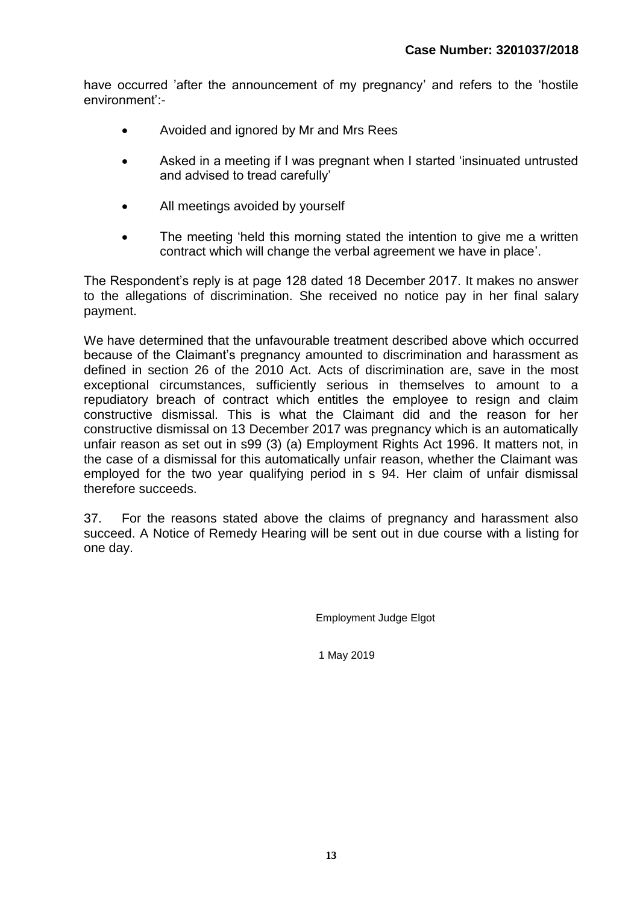have occurred 'after the announcement of my pregnancy' and refers to the 'hostile environment':-

- Avoided and ignored by Mr and Mrs Rees
- Asked in a meeting if I was pregnant when I started 'insinuated untrusted and advised to tread carefully'
- All meetings avoided by yourself
- The meeting 'held this morning stated the intention to give me a written contract which will change the verbal agreement we have in place'.

The Respondent's reply is at page 128 dated 18 December 2017. It makes no answer to the allegations of discrimination. She received no notice pay in her final salary payment.

We have determined that the unfavourable treatment described above which occurred because of the Claimant's pregnancy amounted to discrimination and harassment as defined in section 26 of the 2010 Act. Acts of discrimination are, save in the most exceptional circumstances, sufficiently serious in themselves to amount to a repudiatory breach of contract which entitles the employee to resign and claim constructive dismissal. This is what the Claimant did and the reason for her constructive dismissal on 13 December 2017 was pregnancy which is an automatically unfair reason as set out in s99 (3) (a) Employment Rights Act 1996. It matters not, in the case of a dismissal for this automatically unfair reason, whether the Claimant was employed for the two year qualifying period in s 94. Her claim of unfair dismissal therefore succeeds.

37. For the reasons stated above the claims of pregnancy and harassment also succeed. A Notice of Remedy Hearing will be sent out in due course with a listing for one day.

Employment Judge Elgot

1 May 2019